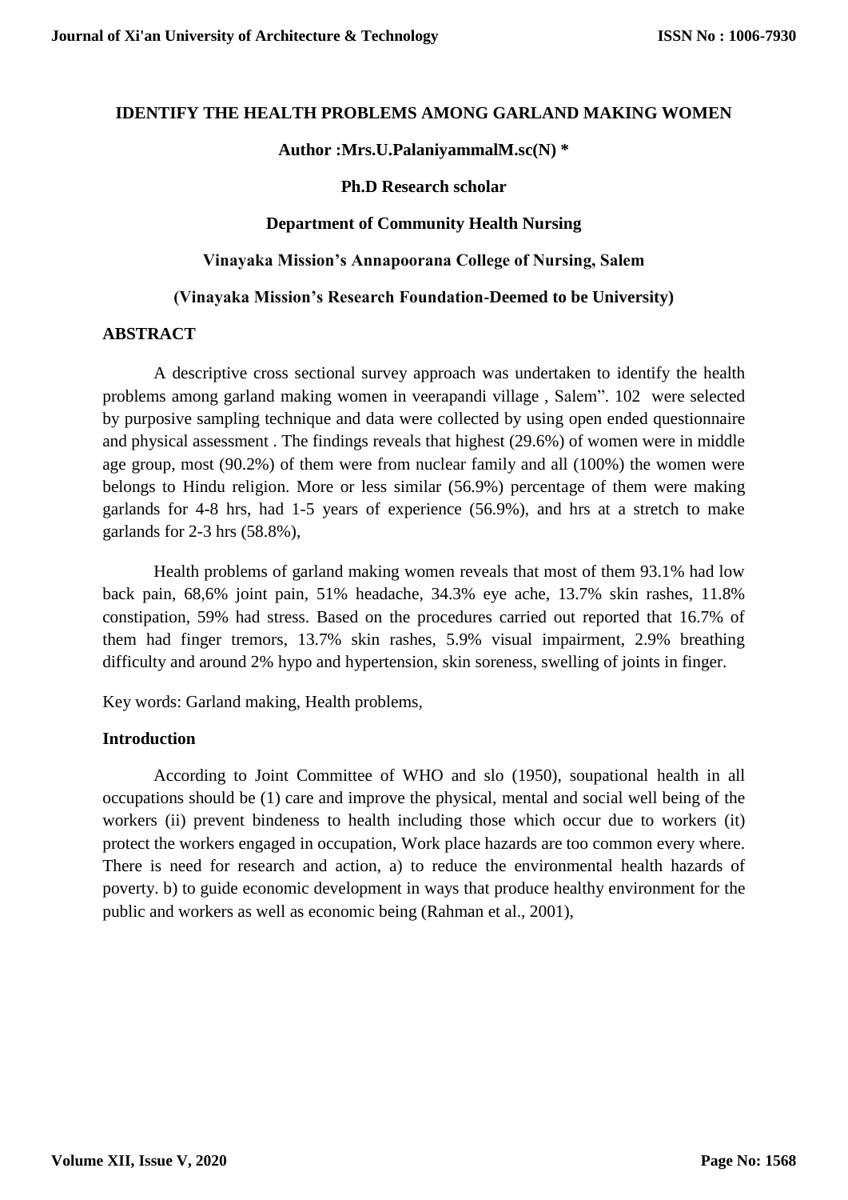# IDENTIFY THE HEALTH PROBLEMS AMONG GARLAND MAKING WOMEN

**Author :Mrs.U.PalaniyammalM.sc(N) ***

**Ph.D Research scholar**

**Department of Community Health Nursing**

**Vinayaka Mission's Annapoorana College of Nursing, Salem**

**(Vinayaka Mission's Research Foundation-Deemed to be University)**

## ABSTRACT

A descriptive cross sectional survey approach was undertaken to identify the health problems among garland making women in veerapandi village , Salem". 102 were selected by purposive sampling technique and data were collected by using open ended questionnaire and physical assessment . The findings reveals that highest (29.6%) of women were in middle age group, most (90.2%) of them were from nuclear family and all (100%) the women were belongs to Hindu religion. More or less similar (56.9%) percentage of them were making garlands for 4-8 hrs, had 1-5 years of experience (56.9%), and hrs at a stretch to make garlands for 2-3 hrs (58.8%),

Health problems of garland making women reveals that most of them 93.1% had low back pain, 68,6% joint pain, 51% headache, 34.3% eye ache, 13.7% skin rashes, 11.8% constipation, 59% had stress. Based on the procedures carried out reported that 16.7% of them had finger tremors, 13.7% skin rashes, 5.9% visual impairment, 2.9% breathing difficulty and around 2% hypo and hypertension, skin soreness, swelling of joints in finger.

Key words: Garland making, Health problems,

## Introduction

According to Joint Committee of WHO and slo (1950), soupational health in all occupations should be (1) care and improve the physical, mental and social well being of the workers (ii) prevent bindeness to health including those which occur due to workers (it) protect the workers engaged in occupation, Work place hazards are too common every where. There is need for research and action, a) to reduce the environmental health hazards of poverty. b) to guide economic development in ways that produce healthy environment for the public and workers as well as economic being (Rahman et al., 2001),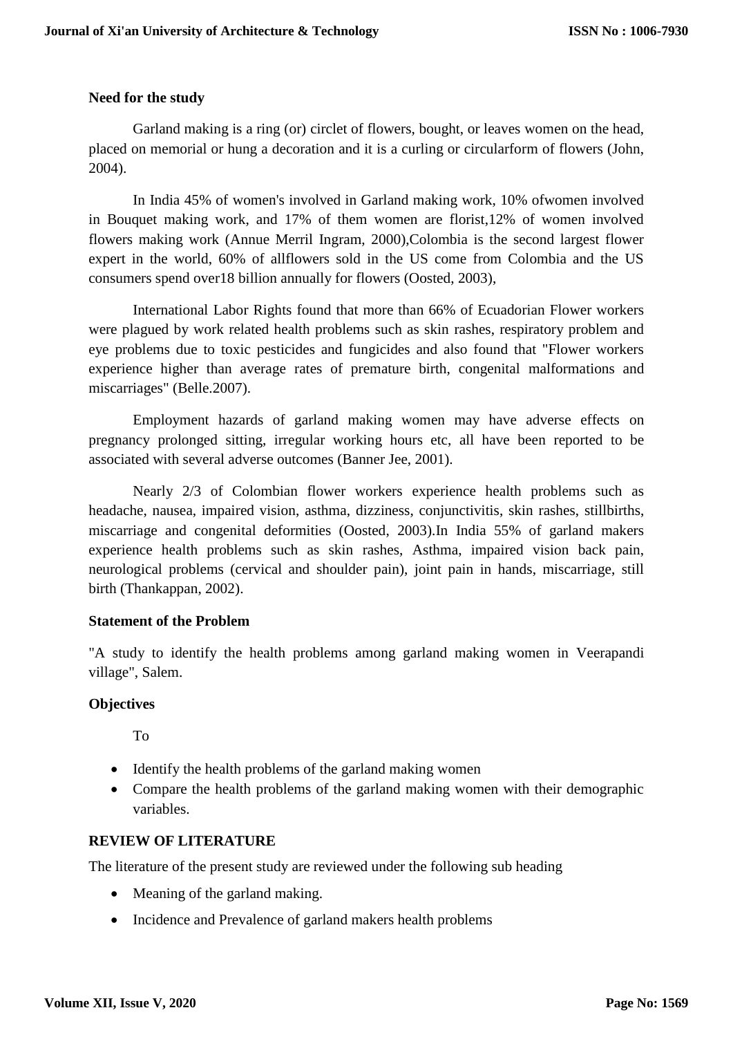**Need for the study**

Garland making is a ring (or) circlet of flowers, bought, or leaves women on the head, placed on memorial or hung a decoration and it is a curling or circularform of flowers (John, 2004).

In India 45% of women's involved in Garland making work, 10% ofwomen involved in Bouquet making work, and 17% of them women are florist,12% of women involved flowers making work (Annue Merril Ingram, 2000),Colombia is the second largest flower expert in the world, 60% of allflowers sold in the US come from Colombia and the US consumers spend over18 billion annually for flowers (Oosted, 2003),

International Labor Rights found that more than 66% of Ecuadorian Flower workers were plagued by work related health problems such as skin rashes, respiratory problem and eye problems due to toxic pesticides and fungicides and also found that "Flower workers experience higher than average rates of premature birth, congenital malformations and miscarriages" (Belle.2007).

Employment hazards of garland making women may have adverse effects on pregnancy prolonged sitting, irregular working hours etc, all have been reported to be associated with several adverse outcomes (Banner Jee, 2001).

Nearly 2/3 of Colombian flower workers experience health problems such as headache, nausea, impaired vision, asthma, dizziness, conjunctivitis, skin rashes, stillbirths, miscarriage and congenital deformities (Oosted, 2003).In India 55% of garland makers experience health problems such as skin rashes, Asthma, impaired vision back pain, neurological problems (cervical and shoulder pain), joint pain in hands, miscarriage, still birth (Thankappan, 2002).

**Statement of the Problem**

"A study to identify the health problems among garland making women in Veerapandi village", Salem.

**Objectives**

To

- Identify the health problems of the garland making women
- Compare the health problems of the garland making women with their demographic variables.

**REVIEW OF LITERATURE**

The literature of the present study are reviewed under the following sub heading

- Meaning of the garland making.
- Incidence and Prevalence of garland makers health problems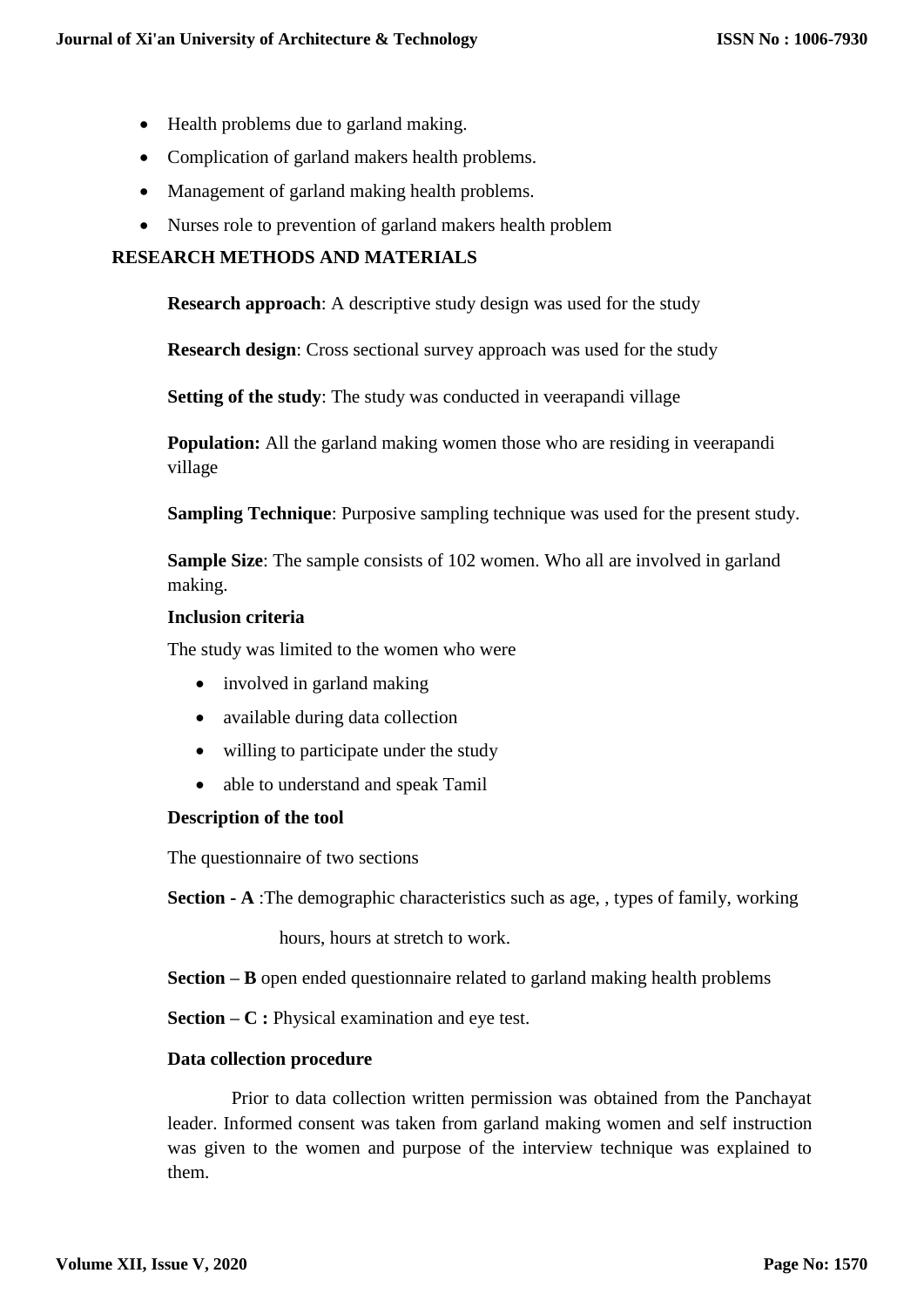- Health problems due to garland making.
- Complication of garland makers health problems.
- Management of garland making health problems.
- Nurses role to prevention of garland makers health problem

## RESEARCH METHODS AND MATERIALS

**Research approach**: A descriptive study design was used for the study

**Research design**: Cross sectional survey approach was used for the study

**Setting of the study**: The study was conducted in veerapandi village

**Population:** All the garland making women those who are residing in veerapandi village

**Sampling Technique**: Purposive sampling technique was used for the present study.

**Sample Size**: The sample consists of 102 women. Who all are involved in garland making.

**Inclusion criteria**

The study was limited to the women who were

- involved in garland making
- available during data collection
- willing to participate under the study
- able to understand and speak Tamil

**Description of the tool**

The questionnaire of two sections

**Section - A** :The demographic characteristics such as age, , types of family, working hours, hours at stretch to work.

**Section – B** open ended questionnaire related to garland making health problems

**Section – C :** Physical examination and eye test.

**Data collection procedure**

Prior to data collection written permission was obtained from the Panchayat leader. Informed consent was taken from garland making women and self instruction was given to the women and purpose of the interview technique was explained to them.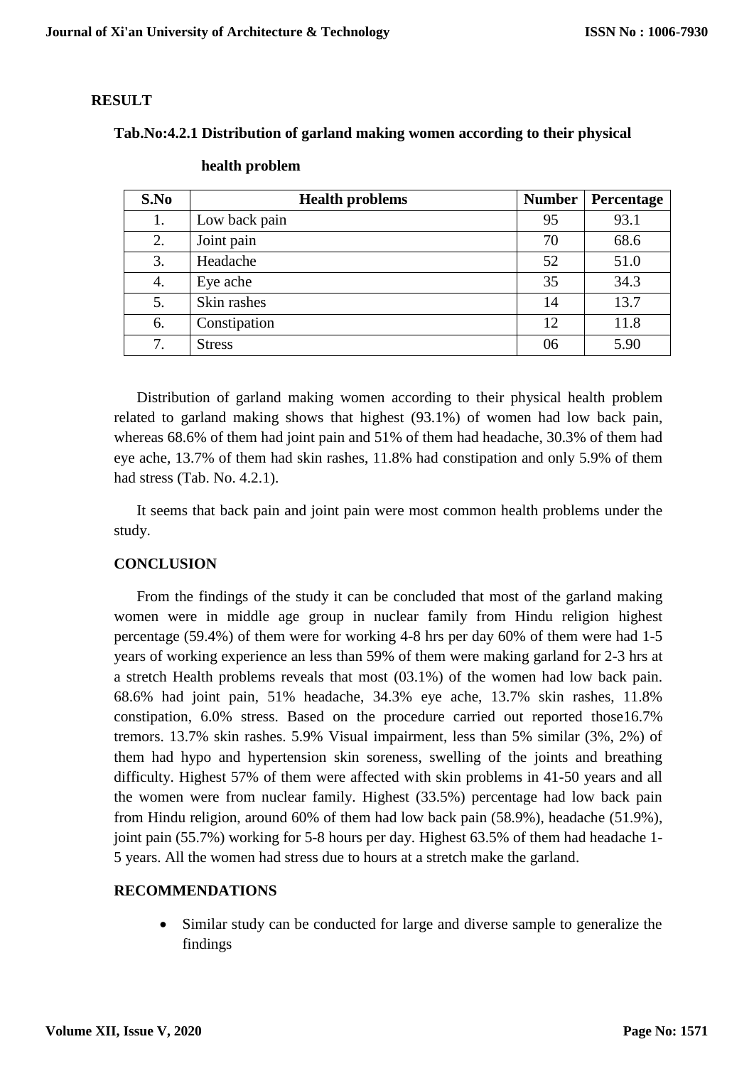## RESULT

**Tab.No:4.2.1 Distribution of garland making women according to their physical health problem**

| S.No | Health problems | Number | Percentage |
|---|---|---|---|
| 1. | Low back pain | 95 | 93.1 |
| 2. | Joint pain | 70 | 68.6 |
| 3. | Headache | 52 | 51.0 |
| 4. | Eye ache | 35 | 34.3 |
| 5. | Skin rashes | 14 | 13.7 |
| 6. | Constipation | 12 | 11.8 |
| 7. | Stress | 06 | 5.90 |

Distribution of garland making women according to their physical health problem related to garland making shows that highest (93.1%) of women had low back pain, whereas 68.6% of them had joint pain and 51% of them had headache, 30.3% of them had eye ache, 13.7% of them had skin rashes, 11.8% had constipation and only 5.9% of them had stress (Tab. No. 4.2.1).

It seems that back pain and joint pain were most common health problems under the study.

## CONCLUSION

From the findings of the study it can be concluded that most of the garland making women were in middle age group in nuclear family from Hindu religion highest percentage (59.4%) of them were for working 4-8 hrs per day 60% of them were had 1-5 years of working experience an less than 59% of them were making garland for 2-3 hrs at a stretch Health problems reveals that most (03.1%) of the women had low back pain. 68.6% had joint pain, 51% headache, 34.3% eye ache, 13.7% skin rashes, 11.8% constipation, 6.0% stress. Based on the procedure carried out reported those16.7% tremors. 13.7% skin rashes. 5.9% Visual impairment, less than 5% similar (3%, 2%) of them had hypo and hypertension skin soreness, swelling of the joints and breathing difficulty. Highest 57% of them were affected with skin problems in 41-50 years and all the women were from nuclear family. Highest (33.5%) percentage had low back pain from Hindu religion, around 60% of them had low back pain (58.9%), headache (51.9%), joint pain (55.7%) working for 5-8 hours per day. Highest 63.5% of them had headache 1-5 years. All the women had stress due to hours at a stretch make the garland.

## RECOMMENDATIONS

- Similar study can be conducted for large and diverse sample to generalize the findings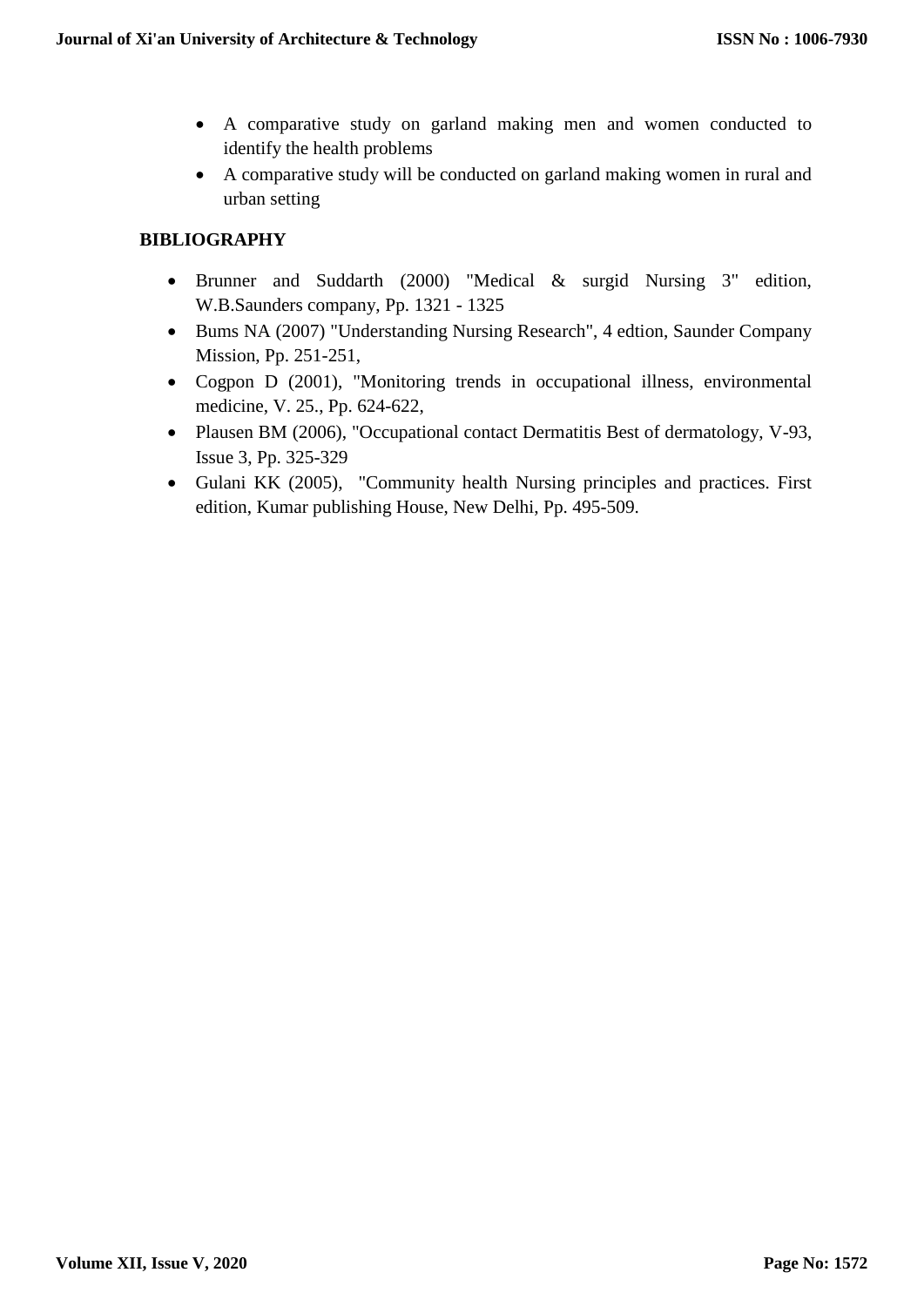- A comparative study on garland making men and women conducted to identify the health problems
- A comparative study will be conducted on garland making women in rural and urban setting

## BIBLIOGRAPHY

- Brunner and Suddarth (2000) "Medical & surgid Nursing 3" edition, W.B.Saunders company, Pp. 1321 - 1325
- Bums NA (2007) "Understanding Nursing Research", 4 edtion, Saunder Company Mission, Pp. 251-251,
- Cogpon D (2001), "Monitoring trends in occupational illness, environmental medicine, V. 25., Pp. 624-622,
- Plausen BM (2006), "Occupational contact Dermatitis Best of dermatology, V-93, Issue 3, Pp. 325-329
- Gulani KK (2005), "Community health Nursing principles and practices. First edition, Kumar publishing House, New Delhi, Pp. 495-509.